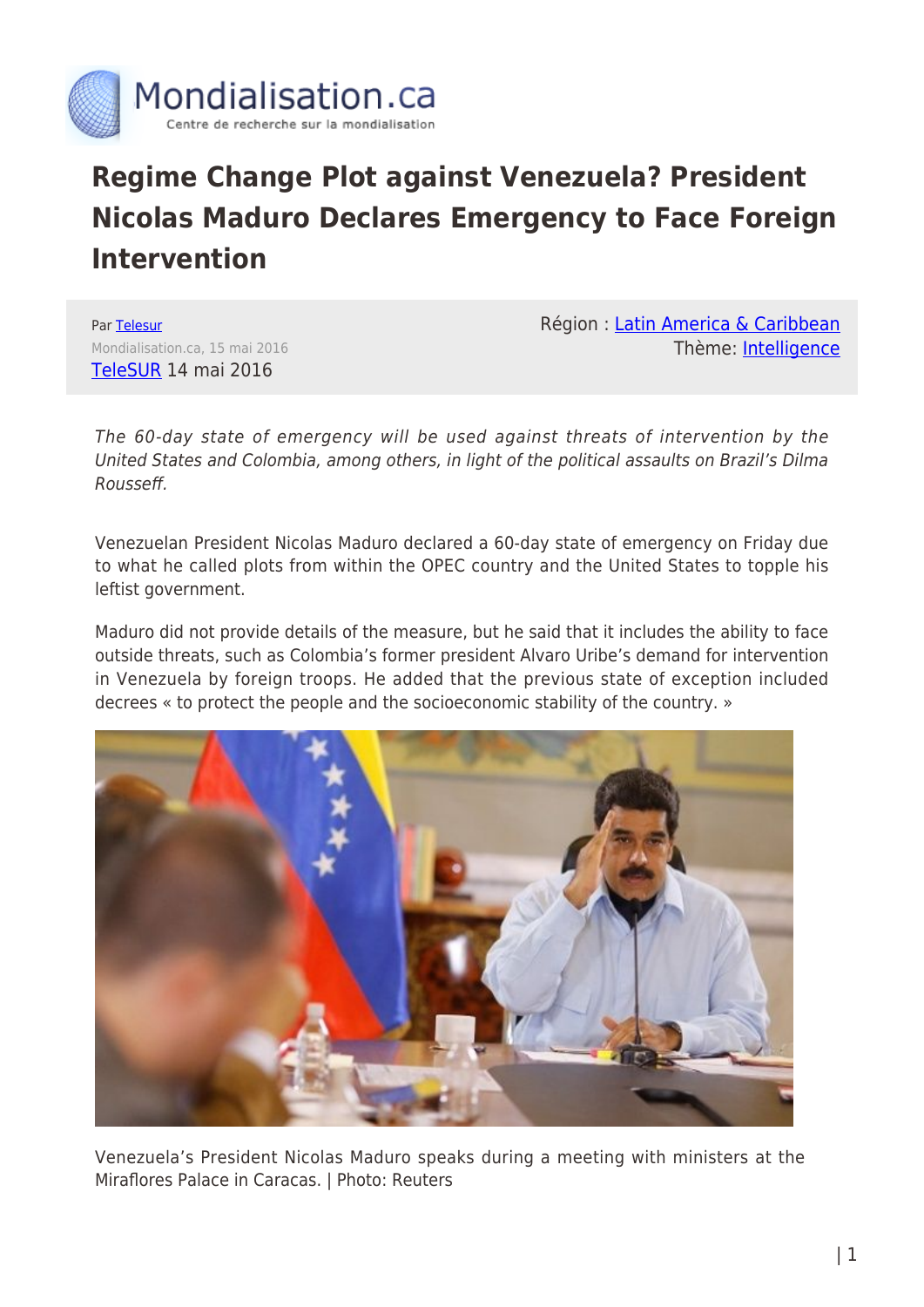# Regime Change Plot against Venezuela? President Nicolas Maduro Declares Emergency to Face Foreign Intervention

Par Telesur
Mondialisation.ca, 15 mai 2016
TeleSUR 14 mai 2016

Région : Latin America & Caribbean
Thème: Intelligence

*The 60-day state of emergency will be used against threats of intervention by the United States and Colombia, among others, in light of the political assaults on Brazil's Dilma Rousseff.*

Venezuelan President Nicolas Maduro declared a 60-day state of emergency on Friday due to what he called plots from within the OPEC country and the United States to topple his leftist government.

Maduro did not provide details of the measure, but he said that it includes the ability to face outside threats, such as Colombia's former president Alvaro Uribe's demand for intervention in Venezuela by foreign troops. He added that the previous state of exception included decrees « to protect the people and the socioeconomic stability of the country. »

Venezuela's President Nicolas Maduro speaks during a meeting with ministers at the Miraflores Palace in Caracas. | Photo: Reuters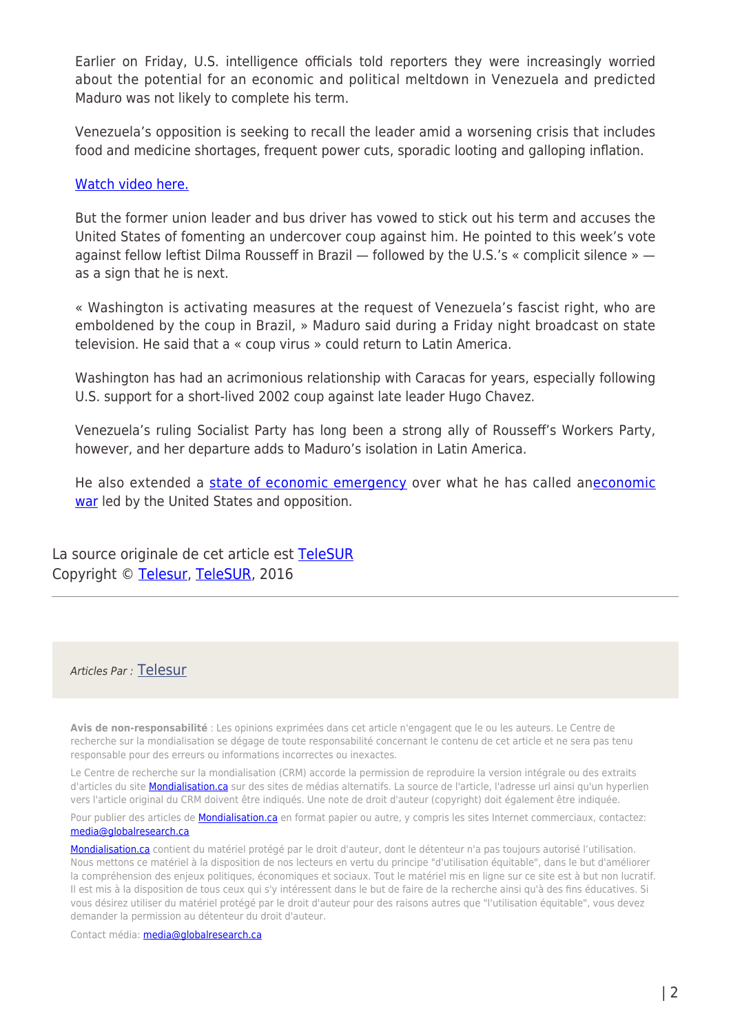Earlier on Friday, U.S. intelligence officials told reporters they were increasingly worried about the potential for an economic and political meltdown in Venezuela and predicted Maduro was not likely to complete his term.

Venezuela's opposition is seeking to recall the leader amid a worsening crisis that includes food and medicine shortages, frequent power cuts, sporadic looting and galloping inflation.

Watch video here.

But the former union leader and bus driver has vowed to stick out his term and accuses the United States of fomenting an undercover coup against him. He pointed to this week's vote against fellow leftist Dilma Rousseff in Brazil — followed by the U.S.'s « complicit silence » — as a sign that he is next.

« Washington is activating measures at the request of Venezuela's fascist right, who are emboldened by the coup in Brazil, » Maduro said during a Friday night broadcast on state television. He said that a « coup virus » could return to Latin America.

Washington has had an acrimonious relationship with Caracas for years, especially following U.S. support for a short-lived 2002 coup against late leader Hugo Chavez.

Venezuela's ruling Socialist Party has long been a strong ally of Rousseff's Workers Party, however, and her departure adds to Maduro's isolation in Latin America.

He also extended a state of economic emergency over what he has called aneconomic war led by the United States and opposition.

La source originale de cet article est TeleSUR
Copyright © Telesur, TeleSUR, 2016

*Articles Par :* Telesur

**Avis de non-responsabilité** : Les opinions exprimées dans cet article n'engagent que le ou les auteurs. Le Centre de recherche sur la mondialisation se dégage de toute responsabilité concernant le contenu de cet article et ne sera pas tenu responsable pour des erreurs ou informations incorrectes ou inexactes.

Le Centre de recherche sur la mondialisation (CRM) accorde la permission de reproduire la version intégrale ou des extraits d'articles du site Mondialisation.ca sur des sites de médias alternatifs. La source de l'article, l'adresse url ainsi qu'un hyperlien vers l'article original du CRM doivent être indiqués. Une note de droit d'auteur (copyright) doit également être indiquée.

Pour publier des articles de Mondialisation.ca en format papier ou autre, y compris les sites Internet commerciaux, contactez: media@globalresearch.ca

Mondialisation.ca contient du matériel protégé par le droit d'auteur, dont le détenteur n'a pas toujours autorisé l'utilisation. Nous mettons ce matériel à la disposition de nos lecteurs en vertu du principe "d'utilisation équitable", dans le but d'améliorer la compréhension des enjeux politiques, économiques et sociaux. Tout le matériel mis en ligne sur ce site est à but non lucratif. Il est mis à la disposition de tous ceux qui s'y intéressent dans le but de faire de la recherche ainsi qu'à des fins éducatives. Si vous désirez utiliser du matériel protégé par le droit d'auteur pour des raisons autres que "l'utilisation équitable", vous devez demander la permission au détenteur du droit d'auteur.

Contact média: media@globalresearch.ca